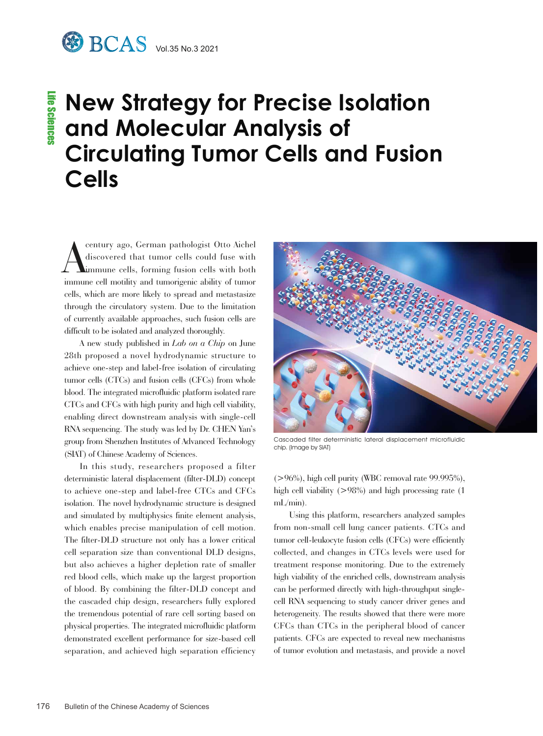# New Strategy for Precise Isolation and Molecular Analysis of Circulating Tumor Cells and Fusion Cells

A century ago, German pathologist Otto Aichel discovered that tumor cells could fuse with immune cells, forming fusion cells with both immune cell motility and tumorigenic ability of tumor cells, which are more likely to spread and metastasize through the circulatory system. Due to the limitation of currently available approaches, such fusion cells are difficult to be isolated and analyzed thoroughly.

A new study published in *Lab on a Chip* on June 28th proposed a novel hydrodynamic structure to achieve one-step and label-free isolation of circulating tumor cells (CTCs) and fusion cells (CFCs) from whole blood. The integrated microfluidic platform isolated rare CTCs and CFCs with high purity and high cell viability, enabling direct downstream analysis with single-cell RNA sequencing. The study was led by Dr. CHEN Yan's group from Shenzhen Institutes of Advanced Technology (SIAT) of Chinese Academy of Sciences.

In this study, researchers proposed a filter deterministic lateral displacement (filter-DLD) concept to achieve one-step and label-free CTCs and CFCs isolation. The novel hydrodynamic structure is designed and simulated by multiphysics finite element analysis, which enables precise manipulation of cell motion. The filter-DLD structure not only has a lower critical cell separation size than conventional DLD designs, but also achieves a higher depletion rate of smaller red blood cells, which make up the largest proportion of blood. By combining the filter-DLD concept and the cascaded chip design, researchers fully explored the tremendous potential of rare cell sorting based on physical properties. The integrated microfluidic platform demonstrated excellent performance for size-based cell separation, and achieved high separation efficiency (>96%), high cell purity (WBC removal rate 99.995%), high cell viability (>98%) and high processing rate (1 mL/min).

Cascaded filter deterministic lateral displacement microfluidic chip. (Image by SIAT)

Using this platform, researchers analyzed samples from non-small cell lung cancer patients. CTCs and tumor cell-leukocyte fusion cells (CFCs) were efficiently collected, and changes in CTCs levels were used for treatment response monitoring. Due to the extremely high viability of the enriched cells, downstream analysis can be performed directly with high-throughput single-cell RNA sequencing to study cancer driver genes and heterogeneity. The results showed that there were more CFCs than CTCs in the peripheral blood of cancer patients. CFCs are expected to reveal new mechanisms of tumor evolution and metastasis, and provide a novel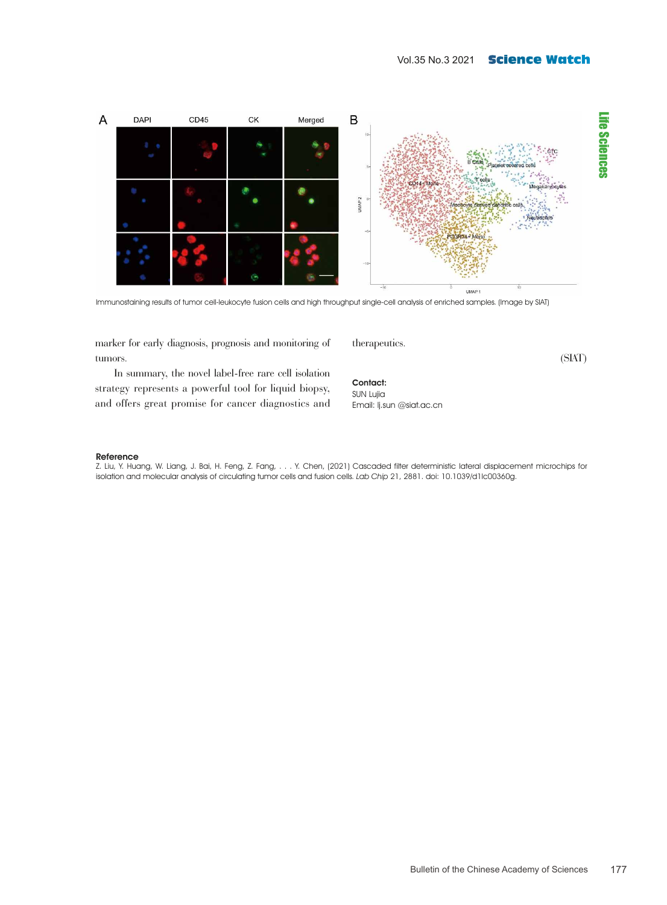A DAPI CD45 CK Merged

B

CTC
B Cells
Platelet covered cells
CD14+ Mono
T cells
Megakaryocytes
Monocyte derived dendritic cells
Neutrophils
FCGR3A+ Mono

UMAP 1
UMAP 2

Immunostaining results of tumor cell-leukocyte fusion cells and high throughput single-cell analysis of enriched samples. (Image by SIAT)

marker for early diagnosis, prognosis and monitoring of tumors.

In summary, the novel label-free rare cell isolation strategy represents a powerful tool for liquid biopsy, and offers great promise for cancer diagnostics and therapeutics.

(SIAT)

**Contact:**
SUN Lujia
Email: lj.sun @siat.ac.cn

**Reference**

Z. Liu, Y. Huang, W. Liang, J. Bai, H. Feng, Z. Fang, . . . Y. Chen, (2021) Cascaded filter deterministic lateral displacement microchips for isolation and molecular analysis of circulating tumor cells and fusion cells. *Lab Chip* 21, 2881. doi: 10.1039/d1lc00360g.